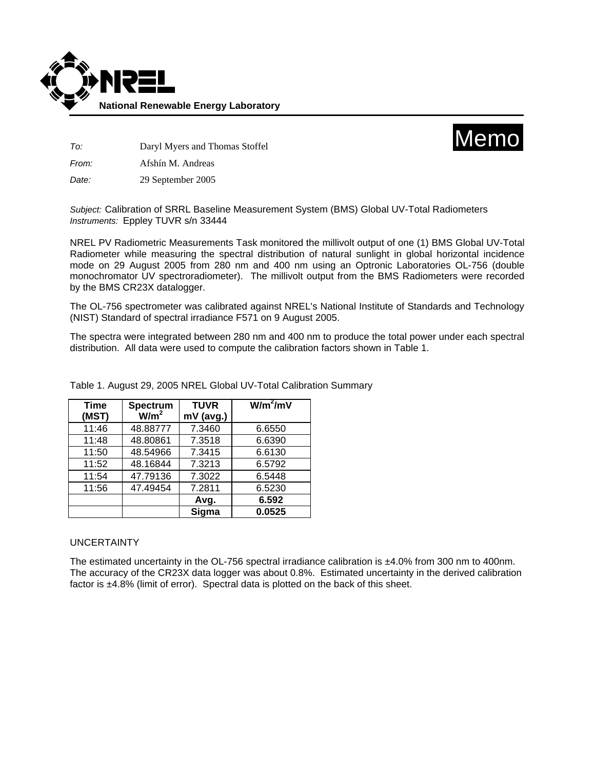**National Renewable Energy Laboratory**

# Memo

*To:* Daryl Myers and Thomas Stoffel

*From:* Afshín M. Andreas

*Date:* 29 September 2005

*Subject:* Calibration of SRRL Baseline Measurement System (BMS) Global UV-Total Radiometers
*Instruments:* Eppley TUVR s/n 33444

NREL PV Radiometric Measurements Task monitored the millivolt output of one (1) BMS Global UV-Total Radiometer while measuring the spectral distribution of natural sunlight in global horizontal incidence mode on 29 August 2005 from 280 nm and 400 nm using an Optronic Laboratories OL-756 (double monochromator UV spectroradiometer). The millivolt output from the BMS Radiometers were recorded by the BMS CR23X datalogger.

The OL-756 spectrometer was calibrated against NREL's National Institute of Standards and Technology (NIST) Standard of spectral irradiance F571 on 9 August 2005.

The spectra were integrated between 280 nm and 400 nm to produce the total power under each spectral distribution. All data were used to compute the calibration factors shown in Table 1.

Table 1. August 29, 2005 NREL Global UV-Total Calibration Summary

| Time (MST) | Spectrum $W/m^2$ | TUVR mV (avg.) | $W/m^2/mV$ |
|---|---|---|---|
| 11:46 | 48.88777 | 7.3460 | 6.6550 |
| 11:48 | 48.80861 | 7.3518 | 6.6390 |
| 11:50 | 48.54966 | 7.3415 | 6.6130 |
| 11:52 | 48.16844 | 7.3213 | 6.5792 |
| 11:54 | 47.79136 | 7.3022 | 6.5448 |
| 11:56 | 47.49454 | 7.2811 | 6.5230 |
| | | **Avg.** | **6.592** |
| | | **Sigma** | **0.0525** |

UNCERTAINTY

The estimated uncertainty in the OL-756 spectral irradiance calibration is ±4.0% from 300 nm to 400nm. The accuracy of the CR23X data logger was about 0.8%. Estimated uncertainty in the derived calibration factor is ±4.8% (limit of error). Spectral data is plotted on the back of this sheet.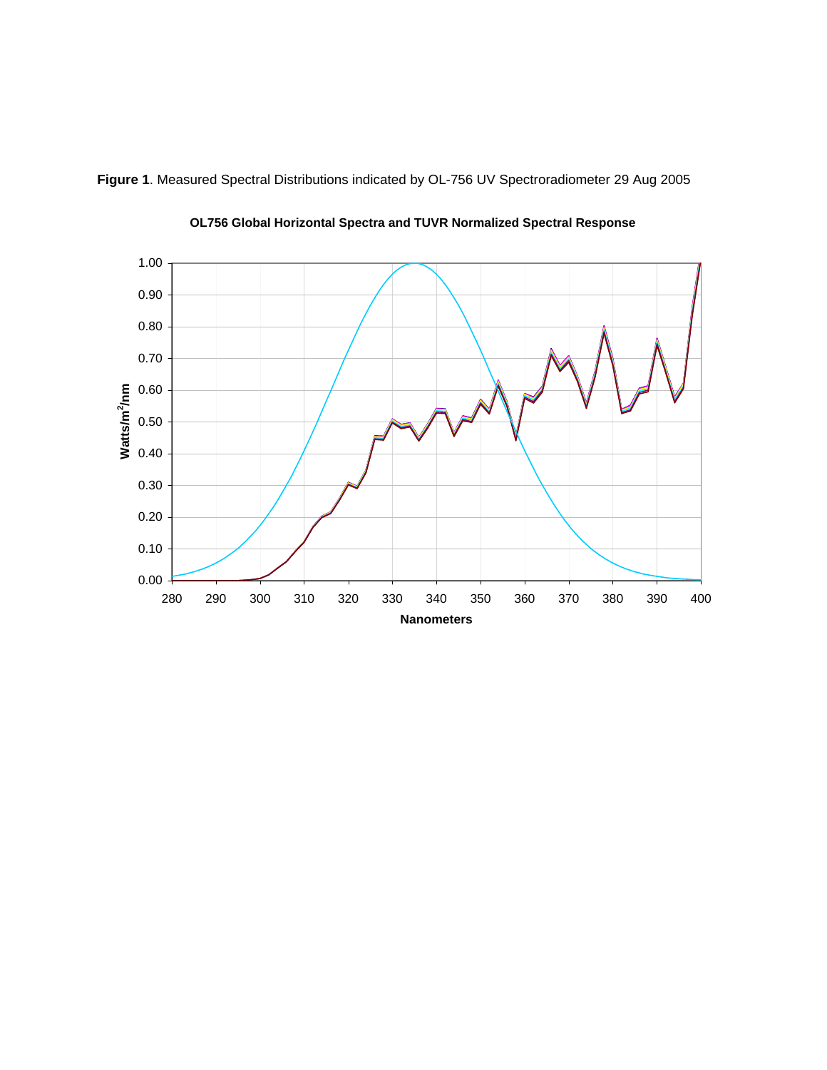**Figure 1**. Measured Spectral Distributions indicated by OL-756 UV Spectroradiometer 29 Aug 2005

**OL756 Global Horizontal Spectra and TUVR Normalized Spectral Response**

Watts/m$^2$/nm

1.00
0.90
0.80
0.70
0.60
0.50
0.40
0.30
0.20
0.10
0.00

280 290 300 310 320 330 340 350 360 370 380 390 400

Nanometers